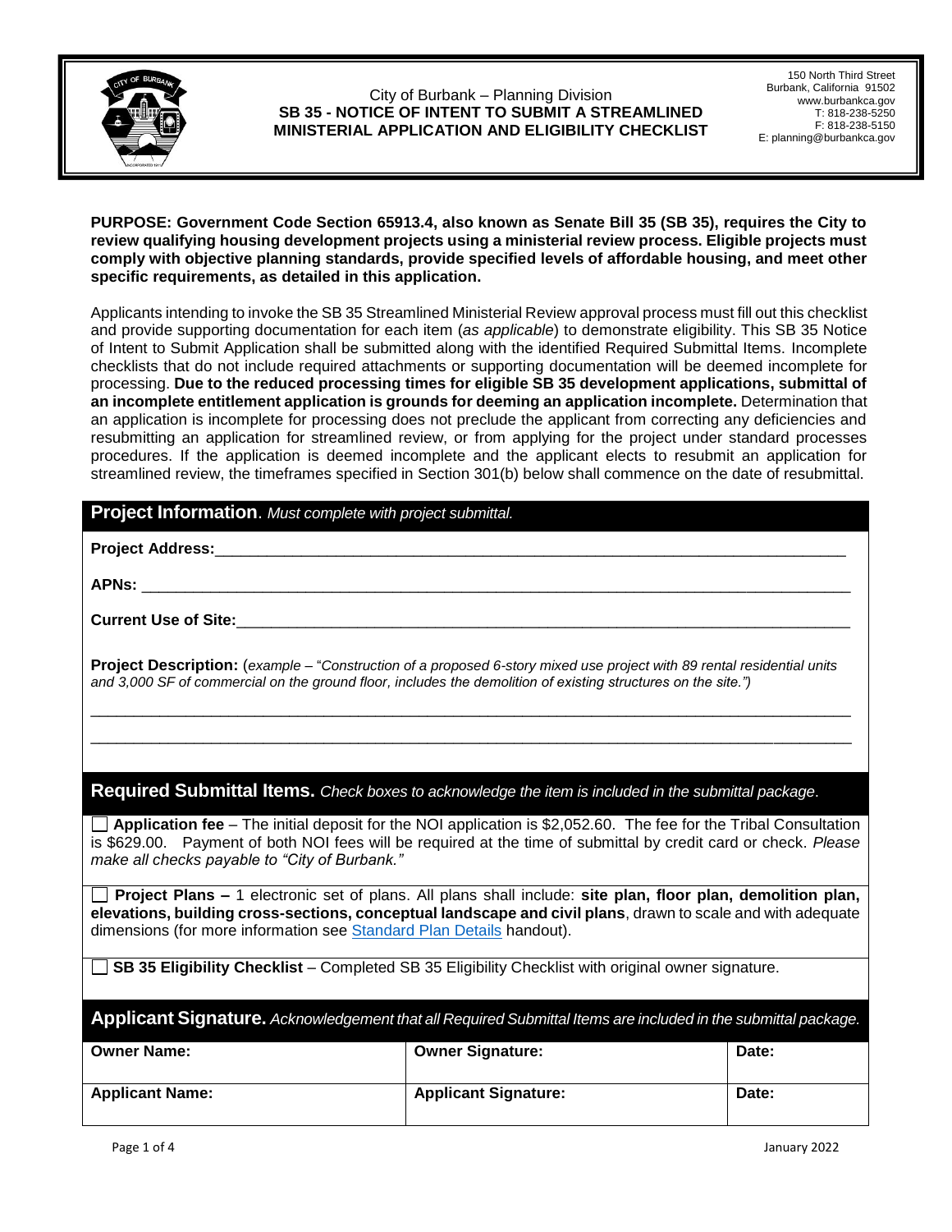City of Burbank – Planning Division

# SB 35 - NOTICE OF INTENT TO SUBMIT A STREAMLINED MINISTERIAL APPLICATION AND ELIGIBILITY CHECKLIST

150 North Third Street
Burbank, California 91502
www.burbankca.gov
T: 818-238-5250
F: 818-238-5150
E: planning@burbankca.gov

**PURPOSE: Government Code Section 65913.4, also known as Senate Bill 35 (SB 35), requires the City to review qualifying housing development projects using a ministerial review process. Eligible projects must comply with objective planning standards, provide specified levels of affordable housing, and meet other specific requirements, as detailed in this application.**

Applicants intending to invoke the SB 35 Streamlined Ministerial Review approval process must fill out this checklist and provide supporting documentation for each item (*as applicable*) to demonstrate eligibility. This SB 35 Notice of Intent to Submit Application shall be submitted along with the identified Required Submittal Items. Incomplete checklists that do not include required attachments or supporting documentation will be deemed incomplete for processing. **Due to the reduced processing times for eligible SB 35 development applications, submittal of an incomplete entitlement application is grounds for deeming an application incomplete.** Determination that an application is incomplete for processing does not preclude the applicant from correcting any deficiencies and resubmitting an application for streamlined review, or from applying for the project under standard processes procedures. If the application is deemed incomplete and the applicant elects to resubmit an application for streamlined review, the timeframes specified in Section 301(b) below shall commence on the date of resubmittal.

## Project Information. *Must complete with project submittal.*

**Project Address:**_______________________________________________

**APNs:** _______________________________________________

**Current Use of Site:**_______________________________________________

**Project Description:** (*example – "Construction of a proposed 6-story mixed use project with 89 rental residential units and 3,000 SF of commercial on the ground floor, includes the demolition of existing structures on the site.")*

_______________________________________________

_______________________________________________

## Required Submittal Items. *Check boxes to acknowledge the item is included in the submittal package.*

☐ **Application fee** – The initial deposit for the NOI application is $2,052.60. The fee for the Tribal Consultation is $629.00. Payment of both NOI fees will be required at the time of submittal by credit card or check. *Please make all checks payable to "City of Burbank."*

☐ **Project Plans –** 1 electronic set of plans. All plans shall include: **site plan, floor plan, demolition plan, elevations, building cross-sections, conceptual landscape and civil plans**, drawn to scale and with adequate dimensions (for more information see Standard Plan Details handout).

☐ **SB 35 Eligibility Checklist** – Completed SB 35 Eligibility Checklist with original owner signature.

## Applicant Signature. *Acknowledgement that all Required Submittal Items are included in the submittal package.*

| **Owner Name:** | **Owner Signature:** | **Date:** |
|---|---|---|
| **Applicant Name:** | **Applicant Signature:** | **Date:** |

January 2022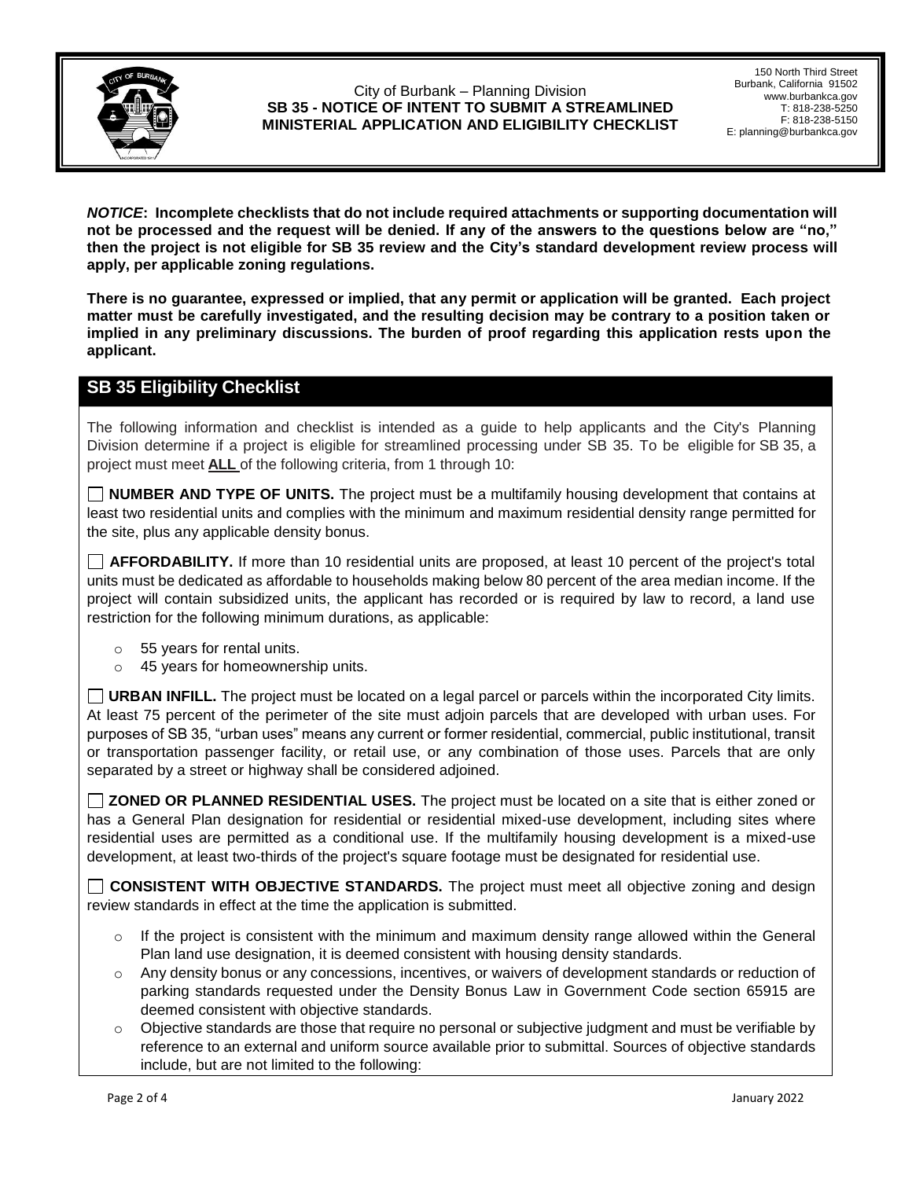City of Burbank – Planning Division
**SB 35 - NOTICE OF INTENT TO SUBMIT A STREAMLINED MINISTERIAL APPLICATION AND ELIGIBILITY CHECKLIST**

150 North Third Street
Burbank, California 91502
www.burbankca.gov
T: 818-238-5250
F: 818-238-5150
E: planning@burbankca.gov

***NOTICE*: Incomplete checklists that do not include required attachments or supporting documentation will not be processed and the request will be denied. If any of the answers to the questions below are "no," then the project is not eligible for SB 35 review and the City's standard development review process will apply, per applicable zoning regulations.**

**There is no guarantee, expressed or implied, that any permit or application will be granted. Each project matter must be carefully investigated, and the resulting decision may be contrary to a position taken or implied in any preliminary discussions. The burden of proof regarding this application rests upon the applicant.**

## SB 35 Eligibility Checklist

The following information and checklist is intended as a guide to help applicants and the City's Planning Division determine if a project is eligible for streamlined processing under SB 35. To be eligible for SB 35, a project must meet **ALL** of the following criteria, from 1 through 10:

☐ **NUMBER AND TYPE OF UNITS.** The project must be a multifamily housing development that contains at least two residential units and complies with the minimum and maximum residential density range permitted for the site, plus any applicable density bonus.

☐ **AFFORDABILITY.** If more than 10 residential units are proposed, at least 10 percent of the project's total units must be dedicated as affordable to households making below 80 percent of the area median income. If the project will contain subsidized units, the applicant has recorded or is required by law to record, a land use restriction for the following minimum durations, as applicable:

- 55 years for rental units.
- 45 years for homeownership units.

☐ **URBAN INFILL.** The project must be located on a legal parcel or parcels within the incorporated City limits. At least 75 percent of the perimeter of the site must adjoin parcels that are developed with urban uses. For purposes of SB 35, "urban uses" means any current or former residential, commercial, public institutional, transit or transportation passenger facility, or retail use, or any combination of those uses. Parcels that are only separated by a street or highway shall be considered adjoined.

☐ **ZONED OR PLANNED RESIDENTIAL USES.** The project must be located on a site that is either zoned or has a General Plan designation for residential or residential mixed-use development, including sites where residential uses are permitted as a conditional use. If the multifamily housing development is a mixed-use development, at least two-thirds of the project's square footage must be designated for residential use.

☐ **CONSISTENT WITH OBJECTIVE STANDARDS.** The project must meet all objective zoning and design review standards in effect at the time the application is submitted.

- If the project is consistent with the minimum and maximum density range allowed within the General Plan land use designation, it is deemed consistent with housing density standards.
- Any density bonus or any concessions, incentives, or waivers of development standards or reduction of parking standards requested under the Density Bonus Law in Government Code section 65915 are deemed consistent with objective standards.
- Objective standards are those that require no personal or subjective judgment and must be verifiable by reference to an external and uniform source available prior to submittal. Sources of objective standards include, but are not limited to the following: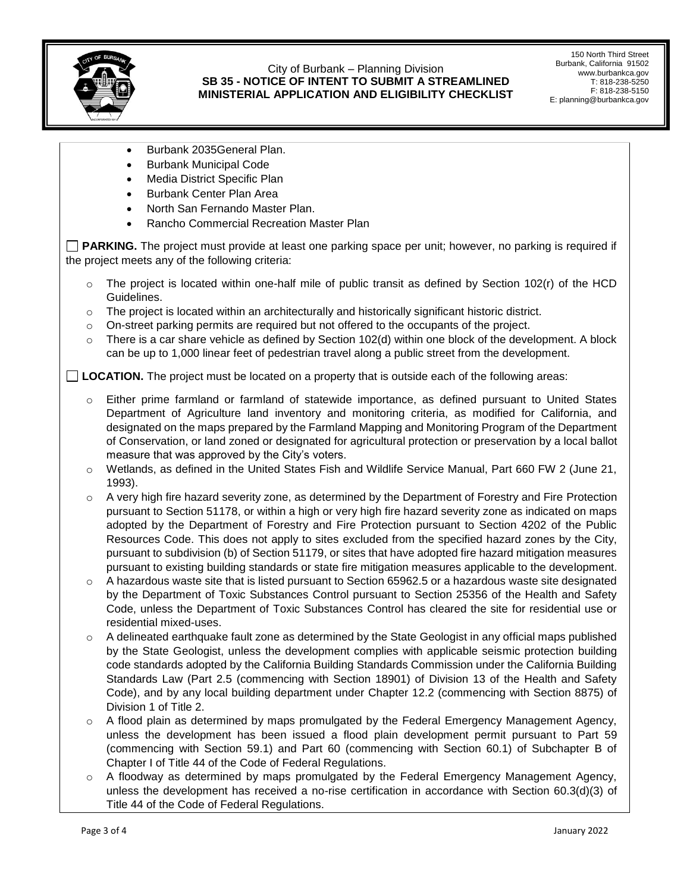- Burbank 2035General Plan.
- Burbank Municipal Code
- Media District Specific Plan
- Burbank Center Plan Area
- North San Fernando Master Plan.
- Rancho Commercial Recreation Master Plan

☐ **PARKING.** The project must provide at least one parking space per unit; however, no parking is required if the project meets any of the following criteria:

- The project is located within one-half mile of public transit as defined by Section 102(r) of the HCD Guidelines.
- The project is located within an architecturally and historically significant historic district.
- On-street parking permits are required but not offered to the occupants of the project.
- There is a car share vehicle as defined by Section 102(d) within one block of the development. A block can be up to 1,000 linear feet of pedestrian travel along a public street from the development.

☐ **LOCATION.** The project must be located on a property that is outside each of the following areas:

- Either prime farmland or farmland of statewide importance, as defined pursuant to United States Department of Agriculture land inventory and monitoring criteria, as modified for California, and designated on the maps prepared by the Farmland Mapping and Monitoring Program of the Department of Conservation, or land zoned or designated for agricultural protection or preservation by a local ballot measure that was approved by the City's voters.
- Wetlands, as defined in the United States Fish and Wildlife Service Manual, Part 660 FW 2 (June 21, 1993).
- A very high fire hazard severity zone, as determined by the Department of Forestry and Fire Protection pursuant to Section 51178, or within a high or very high fire hazard severity zone as indicated on maps adopted by the Department of Forestry and Fire Protection pursuant to Section 4202 of the Public Resources Code. This does not apply to sites excluded from the specified hazard zones by the City, pursuant to subdivision (b) of Section 51179, or sites that have adopted fire hazard mitigation measures pursuant to existing building standards or state fire mitigation measures applicable to the development.
- A hazardous waste site that is listed pursuant to Section 65962.5 or a hazardous waste site designated by the Department of Toxic Substances Control pursuant to Section 25356 of the Health and Safety Code, unless the Department of Toxic Substances Control has cleared the site for residential use or residential mixed-uses.
- A delineated earthquake fault zone as determined by the State Geologist in any official maps published by the State Geologist, unless the development complies with applicable seismic protection building code standards adopted by the California Building Standards Commission under the California Building Standards Law (Part 2.5 (commencing with Section 18901) of Division 13 of the Health and Safety Code), and by any local building department under Chapter 12.2 (commencing with Section 8875) of Division 1 of Title 2.
- A flood plain as determined by maps promulgated by the Federal Emergency Management Agency, unless the development has been issued a flood plain development permit pursuant to Part 59 (commencing with Section 59.1) and Part 60 (commencing with Section 60.1) of Subchapter B of Chapter I of Title 44 of the Code of Federal Regulations.
- A floodway as determined by maps promulgated by the Federal Emergency Management Agency, unless the development has received a no-rise certification in accordance with Section 60.3(d)(3) of Title 44 of the Code of Federal Regulations.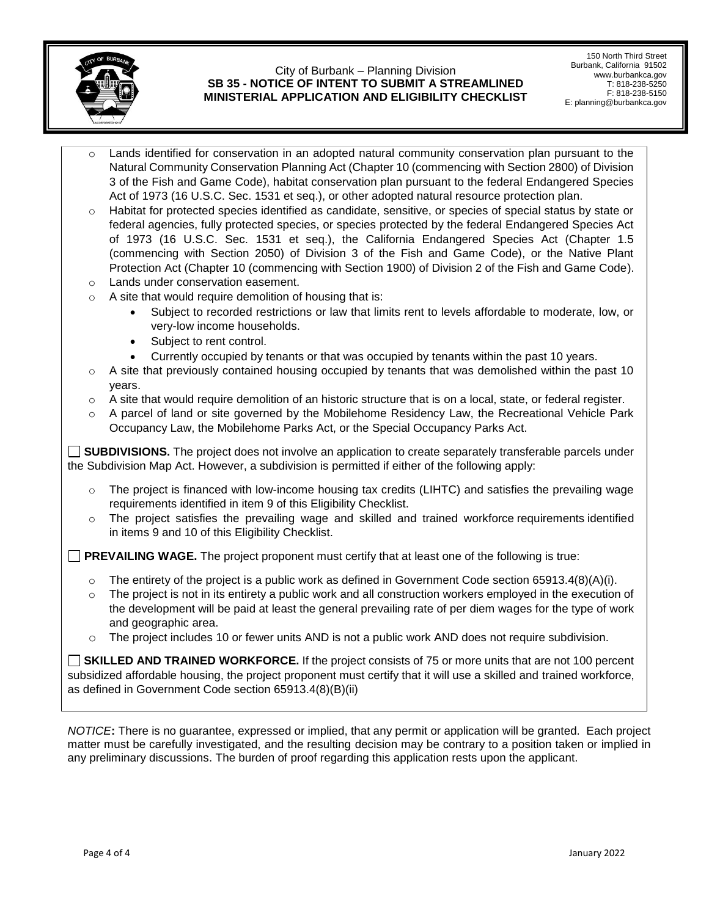- Lands identified for conservation in an adopted natural community conservation plan pursuant to the Natural Community Conservation Planning Act (Chapter 10 (commencing with Section 2800) of Division 3 of the Fish and Game Code), habitat conservation plan pursuant to the federal Endangered Species Act of 1973 (16 U.S.C. Sec. 1531 et seq.), or other adopted natural resource protection plan.
- Habitat for protected species identified as candidate, sensitive, or species of special status by state or federal agencies, fully protected species, or species protected by the federal Endangered Species Act of 1973 (16 U.S.C. Sec. 1531 et seq.), the California Endangered Species Act (Chapter 1.5 (commencing with Section 2050) of Division 3 of the Fish and Game Code), or the Native Plant Protection Act (Chapter 10 (commencing with Section 1900) of Division 2 of the Fish and Game Code).
- Lands under conservation easement.
- A site that would require demolition of housing that is:
  - Subject to recorded restrictions or law that limits rent to levels affordable to moderate, low, or very-low income households.
  - Subject to rent control.
  - Currently occupied by tenants or that was occupied by tenants within the past 10 years.
- A site that previously contained housing occupied by tenants that was demolished within the past 10 years.
- A site that would require demolition of an historic structure that is on a local, state, or federal register.
- A parcel of land or site governed by the Mobilehome Residency Law, the Recreational Vehicle Park Occupancy Law, the Mobilehome Parks Act, or the Special Occupancy Parks Act.

☐ **SUBDIVISIONS.** The project does not involve an application to create separately transferable parcels under the Subdivision Map Act. However, a subdivision is permitted if either of the following apply:

- The project is financed with low-income housing tax credits (LIHTC) and satisfies the prevailing wage requirements identified in item 9 of this Eligibility Checklist.
- The project satisfies the prevailing wage and skilled and trained workforce requirements identified in items 9 and 10 of this Eligibility Checklist.

☐ **PREVAILING WAGE.** The project proponent must certify that at least one of the following is true:

- The entirety of the project is a public work as defined in Government Code section 65913.4(8)(A)(i).
- The project is not in its entirety a public work and all construction workers employed in the execution of the development will be paid at least the general prevailing rate of per diem wages for the type of work and geographic area.
- The project includes 10 or fewer units AND is not a public work AND does not require subdivision.

☐ **SKILLED AND TRAINED WORKFORCE.** If the project consists of 75 or more units that are not 100 percent subsidized affordable housing, the project proponent must certify that it will use a skilled and trained workforce, as defined in Government Code section 65913.4(8)(B)(ii)

*NOTICE*: There is no guarantee, expressed or implied, that any permit or application will be granted. Each project matter must be carefully investigated, and the resulting decision may be contrary to a position taken or implied in any preliminary discussions. The burden of proof regarding this application rests upon the applicant.